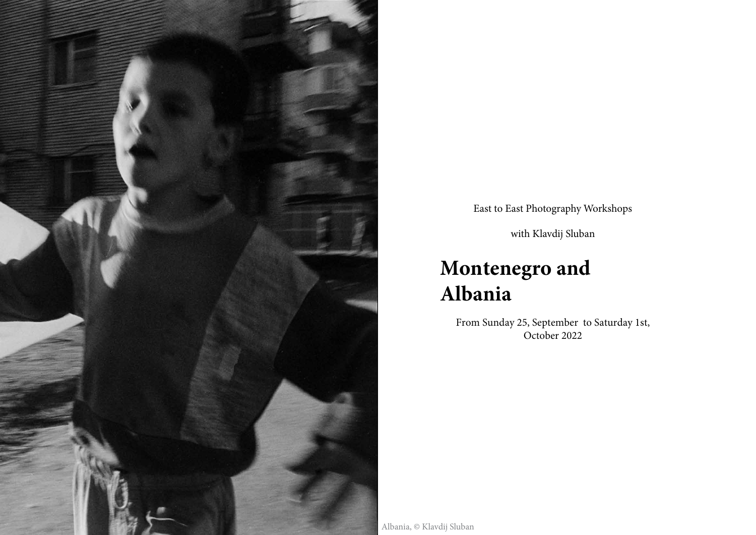East to East Photography Workshops

with Klavdij Sluban

# Montenegro and Albania

From Sunday 25, September to Saturday 1st, October 2022

Albania, © Klavdij Sluban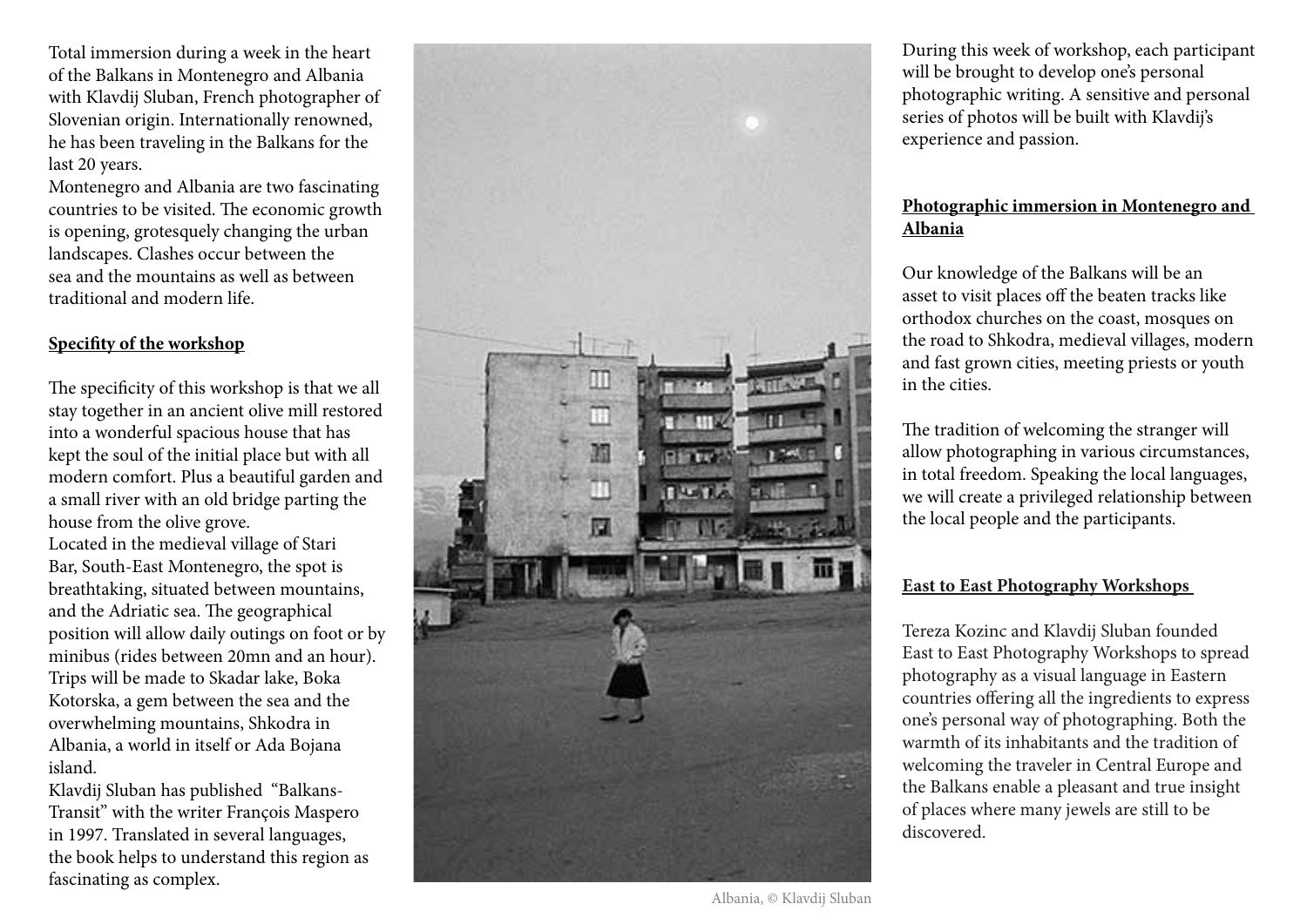Total immersion during a week in the heart of the Balkans in Montenegro and Albania with Klavdij Sluban, French photographer of Slovenian origin. Internationally renowned, he has been traveling in the Balkans for the last 20 years.

Montenegro and Albania are two fascinating countries to be visited. The economic growth is opening, grotesquely changing the urban landscapes. Clashes occur between the sea and the mountains as well as between traditional and modern life.

**Specifity of the workshop**

The specificity of this workshop is that we all stay together in an ancient olive mill restored into a wonderful spacious house that has kept the soul of the initial place but with all modern comfort. Plus a beautiful garden and a small river with an old bridge parting the house from the olive grove.

Located in the medieval village of Stari Bar, South-East Montenegro, the spot is breathtaking, situated between mountains, and the Adriatic sea. The geographical position will allow daily outings on foot or by minibus (rides between 20mn and an hour). Trips will be made to Skadar lake, Boka Kotorska, a gem between the sea and the overwhelming mountains, Shkodra in Albania, a world in itself or Ada Bojana island.

Klavdij Sluban has published "Balkans-Transit" with the writer François Maspero in 1997. Translated in several languages, the book helps to understand this region as fascinating as complex.

Albania, © Klavdij Sluban

During this week of workshop, each participant will be brought to develop one's personal photographic writing. A sensitive and personal series of photos will be built with Klavdij's experience and passion.

**Photographic immersion in Montenegro and Albania**

Our knowledge of the Balkans will be an asset to visit places off the beaten tracks like orthodox churches on the coast, mosques on the road to Shkodra, medieval villages, modern and fast grown cities, meeting priests or youth in the cities.

The tradition of welcoming the stranger will allow photographing in various circumstances, in total freedom. Speaking the local languages, we will create a privileged relationship between the local people and the participants.

**East to East Photography Workshops**

Tereza Kozinc and Klavdij Sluban founded East to East Photography Workshops to spread photography as a visual language in Eastern countries offering all the ingredients to express one's personal way of photographing. Both the warmth of its inhabitants and the tradition of welcoming the traveler in Central Europe and the Balkans enable a pleasant and true insight of places where many jewels are still to be discovered.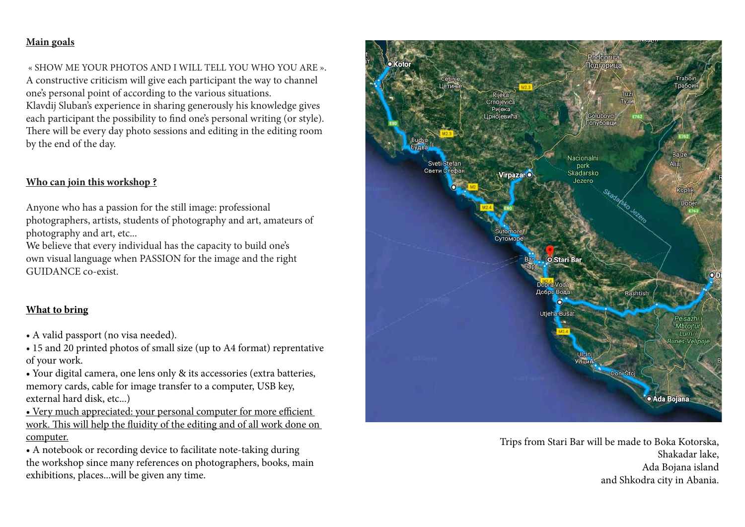## Main goals

« SHOW ME YOUR PHOTOS AND I WILL TELL YOU WHO YOU ARE ».
A constructive criticism will give each participant the way to channel one's personal point of according to the various situations.
Klavdij Sluban's experience in sharing generously his knowledge gives each participant the possibility to find one's personal writing (or style). There will be every day photo sessions and editing in the editing room by the end of the day.

## Who can join this workshop ?

Anyone who has a passion for the still image: professional photographers, artists, students of photography and art, amateurs of photography and art, etc...
We believe that every individual has the capacity to build one's own visual language when PASSION for the image and the right GUIDANCE co-exist.

## What to bring

- A valid passport (no visa needed).
- 15 and 20 printed photos of small size (up to A4 format) reprentative of your work.
- Your digital camera, one lens only & its accessories (extra batteries, memory cards, cable for image transfer to a computer, USB key, external hard disk, etc...)
- Very much appreciated: your personal computer for more efficient work. This will help the fluidity of the editing and of all work done on computer.
- A notebook or recording device to facilitate note-taking during the workshop since many references on photographers, books, main exhibitions, places...will be given any time.

Trips from Stari Bar will be made to Boka Kotorska,
Shakadar lake,
Ada Bojana island
and Shkodra city in Abania.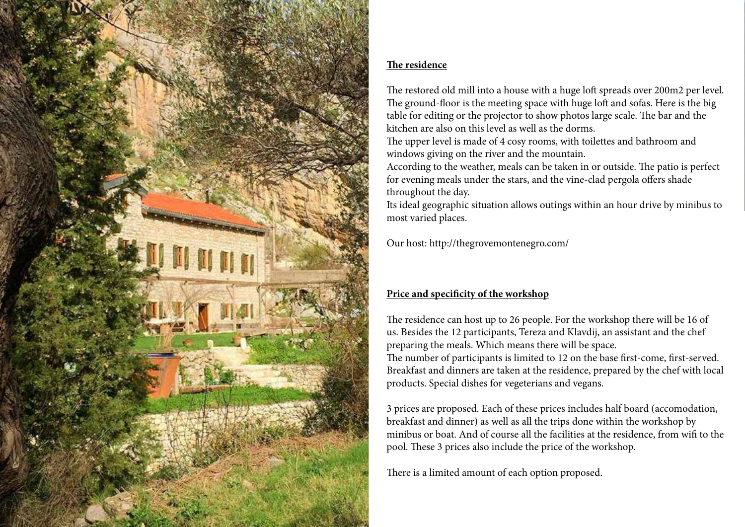## The residence

The restored old mill into a house with a huge loft spreads over 200m2 per level. The ground-floor is the meeting space with huge loft and sofas. Here is the big table for editing or the projector to show photos large scale. The bar and the kitchen are also on this level as well as the dorms.
The upper level is made of 4 cosy rooms, with toilettes and bathroom and windows giving on the river and the mountain.
According to the weather, meals can be taken in or outside. The patio is perfect for evening meals under the stars, and the vine-clad pergola offers shade throughout the day.
Its ideal geographic situation allows outings within an hour drive by minibus to most varied places.

Our host: http://thegrovemontenegro.com/

## Price and specificity of the workshop

The residence can host up to 26 people. For the workshop there will be 16 of us. Besides the 12 participants, Tereza and Klavdij, an assistant and the chef preparing the meals. Which means there will be space.
The number of participants is limited to 12 on the base first-come, first-served. Breakfast and dinners are taken at the residence, prepared by the chef with local products. Special dishes for vegeterians and vegans.

3 prices are proposed. Each of these prices includes half board (accomodation, breakfast and dinner) as well as all the trips done within the workshop by minibus or boat. And of course all the facilities at the residence, from wifi to the pool. These 3 prices also include the price of the workshop.

There is a limited amount of each option proposed.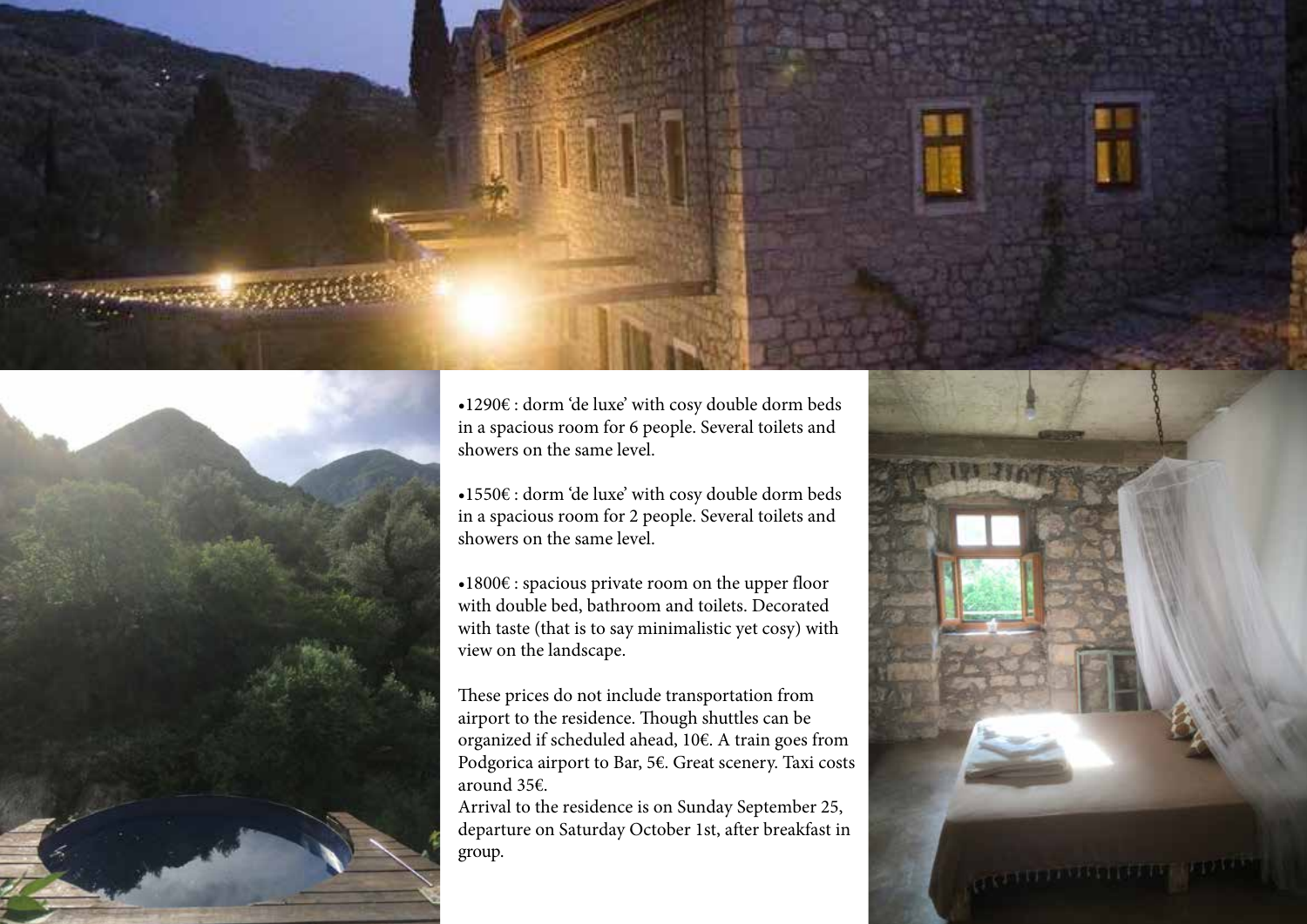- 1290€ : dorm 'de luxe' with cosy double dorm beds in a spacious room for 6 people. Several toilets and showers on the same level.

- 1550€ : dorm 'de luxe' with cosy double dorm beds in a spacious room for 2 people. Several toilets and showers on the same level.

- 1800€ : spacious private room on the upper floor with double bed, bathroom and toilets. Decorated with taste (that is to say minimalistic yet cosy) with view on the landscape.

These prices do not include transportation from airport to the residence. Though shuttles can be organized if scheduled ahead, 10€. A train goes from Podgorica airport to Bar, 5€. Great scenery. Taxi costs around 35€.
Arrival to the residence is on Sunday September 25, departure on Saturday October 1st, after breakfast in group.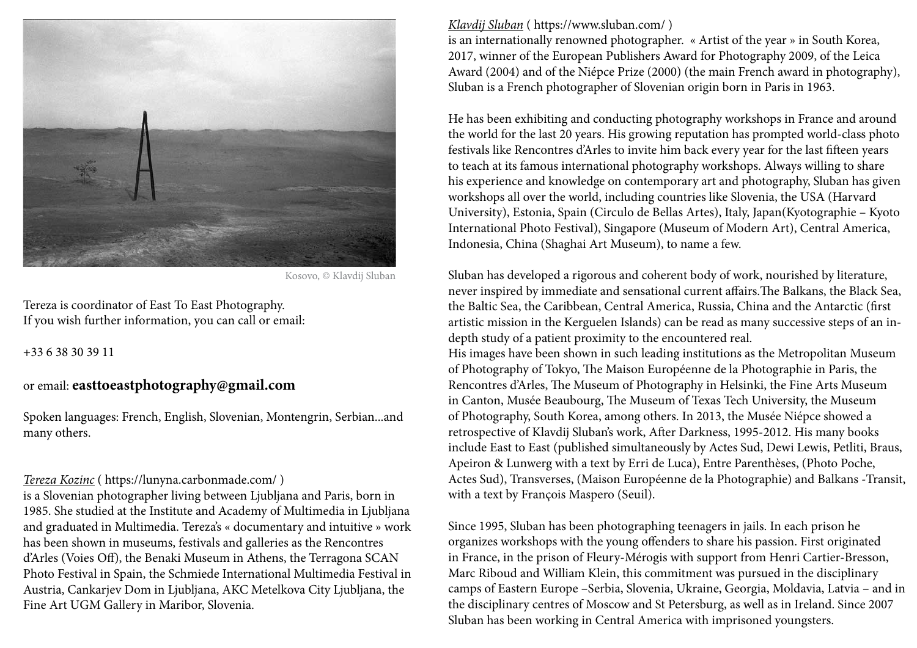Kosovo, © Klavdij Sluban

Tereza is coordinator of East To East Photography.
If you wish further information, you can call or email:

+33 6 38 30 39 11

or email: **easttoeastphotography@gmail.com**

Spoken languages: French, English, Slovenian, Montengrin, Serbian...and many others.

*Tereza Kozinc* ( https://lunyna.carbonmade.com/ )
is a Slovenian photographer living between Ljubljana and Paris, born in 1985. She studied at the Institute and Academy of Multimedia in Ljubljana and graduated in Multimedia. Tereza's « documentary and intuitive » work has been shown in museums, festivals and galleries as the Rencontres d'Arles (Voies Off), the Benaki Museum in Athens, the Terragona SCAN Photo Festival in Spain, the Schmiede International Multimedia Festival in Austria, Cankarjev Dom in Ljubljana, AKC Metelkova City Ljubljana, the Fine Art UGM Gallery in Maribor, Slovenia.

*Klavdij Sluban* ( https://www.sluban.com/ )
is an internationally renowned photographer. « Artist of the year » in South Korea, 2017, winner of the European Publishers Award for Photography 2009, of the Leica Award (2004) and of the Niépce Prize (2000) (the main French award in photography), Sluban is a French photographer of Slovenian origin born in Paris in 1963.

He has been exhibiting and conducting photography workshops in France and around the world for the last 20 years. His growing reputation has prompted world-class photo festivals like Rencontres d'Arles to invite him back every year for the last fifteen years to teach at its famous international photography workshops. Always willing to share his experience and knowledge on contemporary art and photography, Sluban has given workshops all over the world, including countries like Slovenia, the USA (Harvard University), Estonia, Spain (Circulo de Bellas Artes), Italy, Japan(Kyotographie – Kyoto International Photo Festival), Singapore (Museum of Modern Art), Central America, Indonesia, China (Shaghai Art Museum), to name a few.

Sluban has developed a rigorous and coherent body of work, nourished by literature, never inspired by immediate and sensational current affairs.The Balkans, the Black Sea, the Baltic Sea, the Caribbean, Central America, Russia, China and the Antarctic (first artistic mission in the Kerguelen Islands) can be read as many successive steps of an in-depth study of a patient proximity to the encountered real.
His images have been shown in such leading institutions as the Metropolitan Museum of Photography of Tokyo, The Maison Européenne de la Photographie in Paris, the Rencontres d'Arles, The Museum of Photography in Helsinki, the Fine Arts Museum in Canton, Musée Beaubourg, The Museum of Texas Tech University, the Museum of Photography, South Korea, among others. In 2013, the Musée Niépce showed a retrospective of Klavdij Sluban's work, After Darkness, 1995-2012. His many books include East to East (published simultaneously by Actes Sud, Dewi Lewis, Petliti, Braus, Apeiron & Lunwerg with a text by Erri de Luca), Entre Parenthèses, (Photo Poche, Actes Sud), Transverses, (Maison Européenne de la Photographie) and Balkans -Transit, with a text by François Maspero (Seuil).

Since 1995, Sluban has been photographing teenagers in jails. In each prison he organizes workshops with the young offenders to share his passion. First originated in France, in the prison of Fleury-Mérogis with support from Henri Cartier-Bresson, Marc Riboud and William Klein, this commitment was pursued in the disciplinary camps of Eastern Europe –Serbia, Slovenia, Ukraine, Georgia, Moldavia, Latvia – and in the disciplinary centres of Moscow and St Petersburg, as well as in Ireland. Since 2007 Sluban has been working in Central America with imprisoned youngsters.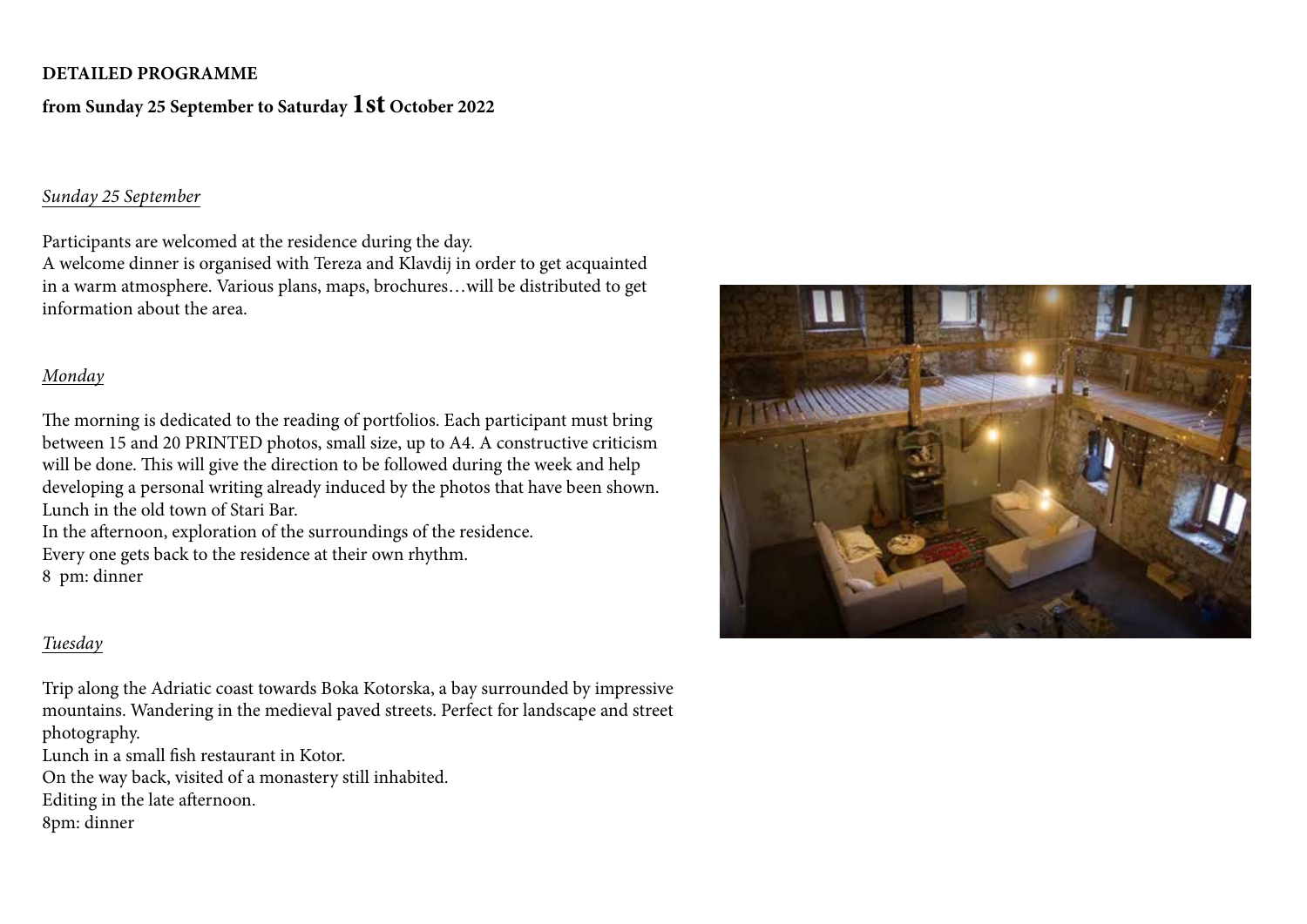**DETAILED PROGRAMME**

**from Sunday 25 September to Saturday 1st October 2022**

*Sunday 25 September*

Participants are welcomed at the residence during the day.
A welcome dinner is organised with Tereza and Klavdij in order to get acquainted in a warm atmosphere. Various plans, maps, brochures…will be distributed to get information about the area.

*Monday*

The morning is dedicated to the reading of portfolios. Each participant must bring between 15 and 20 PRINTED photos, small size, up to A4. A constructive criticism will be done. This will give the direction to be followed during the week and help developing a personal writing already induced by the photos that have been shown.
Lunch in the old town of Stari Bar.
In the afternoon, exploration of the surroundings of the residence.
Every one gets back to the residence at their own rhythm.
8 pm: dinner

*Tuesday*

Trip along the Adriatic coast towards Boka Kotorska, a bay surrounded by impressive mountains. Wandering in the medieval paved streets. Perfect for landscape and street photography.
Lunch in a small fish restaurant in Kotor.
On the way back, visited of a monastery still inhabited.
Editing in the late afternoon.
8pm: dinner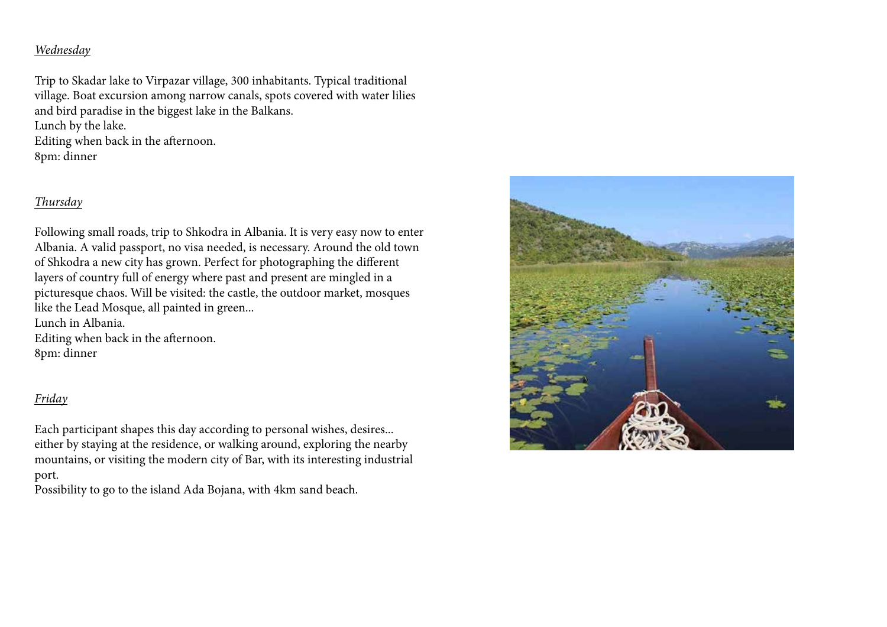*Wednesday*

Trip to Skadar lake to Virpazar village, 300 inhabitants. Typical traditional village. Boat excursion among narrow canals, spots covered with water lilies and bird paradise in the biggest lake in the Balkans.
Lunch by the lake.
Editing when back in the afternoon.
8pm: dinner

*Thursday*

Following small roads, trip to Shkodra in Albania. It is very easy now to enter Albania. A valid passport, no visa needed, is necessary. Around the old town of Shkodra a new city has grown. Perfect for photographing the different layers of country full of energy where past and present are mingled in a picturesque chaos. Will be visited: the castle, the outdoor market, mosques like the Lead Mosque, all painted in green...
Lunch in Albania.
Editing when back in the afternoon.
8pm: dinner

*Friday*

Each participant shapes this day according to personal wishes, desires... either by staying at the residence, or walking around, exploring the nearby mountains, or visiting the modern city of Bar, with its interesting industrial port.
Possibility to go to the island Ada Bojana, with 4km sand beach.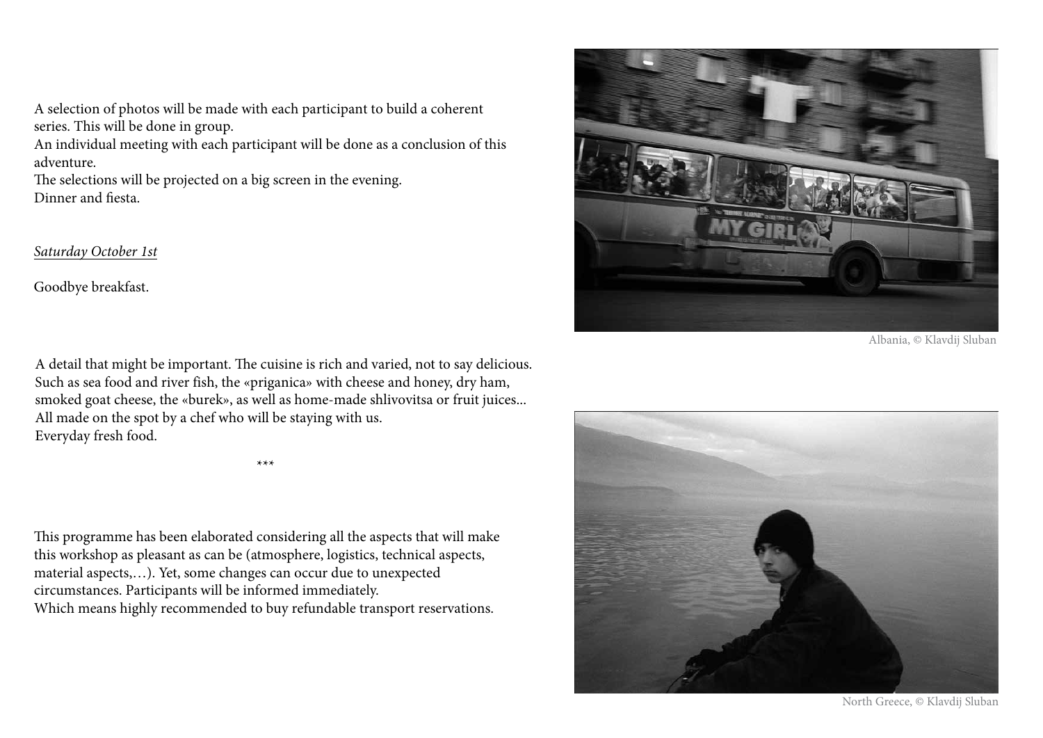A selection of photos will be made with each participant to build a coherent series. This will be done in group.
An individual meeting with each participant will be done as a conclusion of this adventure.
The selections will be projected on a big screen in the evening.
Dinner and fiesta.

*Saturday October 1st*

Goodbye breakfast.

A detail that might be important. The cuisine is rich and varied, not to say delicious. Such as sea food and river fish, the «priganica» with cheese and honey, dry ham, smoked goat cheese, the «burek», as well as home-made shlivovitsa or fruit juices... All made on the spot by a chef who will be staying with us.
Everyday fresh food.

\*\*\*

This programme has been elaborated considering all the aspects that will make this workshop as pleasant as can be (atmosphere, logistics, technical aspects, material aspects,…). Yet, some changes can occur due to unexpected circumstances. Participants will be informed immediately.
Which means highly recommended to buy refundable transport reservations.

Albania, © Klavdij Sluban

North Greece, © Klavdij Sluban